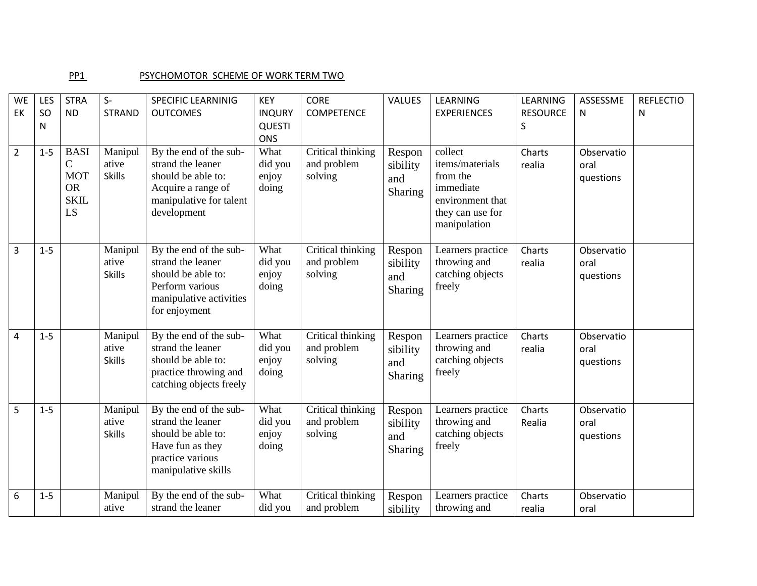PP1 PSYCHOMOTOR SCHEME OF WORK TERM TWO

| WEEK | LESSON | STRAND | S-STRAND | SPECIFIC LEARNINIG OUTCOMES | KEY INQURY QUESTIONS | CORE COMPETENCE | VALUES | LEARNING EXPERIENCES | LEARNING RESOURCES | ASSESSMEN | REFLECTION |
|---|---|---|---|---|---|---|---|---|---|---|---|
| 2 | 1-5 | BASIC MOTOR SKILLS | Manipulative Skills | By the end of the sub-strand the leaner should be able to: Acquire a range of manipulative for talent development | What did you enjoy doing | Critical thinking and problem solving | Responsibility and Sharing | collect items/materials from the immediate environment that they can use for manipulation | Charts realia | Observatio oral questions | |
| 3 | 1-5 | | Manipulative Skills | By the end of the sub-strand the leaner should be able to: Perform various manipulative activities for enjoyment | What did you enjoy doing | Critical thinking and problem solving | Responsibility and Sharing | Learners practice throwing and catching objects freely | Charts realia | Observatio oral questions | |
| 4 | 1-5 | | Manipulative Skills | By the end of the sub-strand the leaner should be able to: practice throwing and catching objects freely | What did you enjoy doing | Critical thinking and problem solving | Responsibility and Sharing | Learners practice throwing and catching objects freely | Charts realia | Observatio oral questions | |
| 5 | 1-5 | | Manipulative Skills | By the end of the sub-strand the leaner should be able to: Have fun as they practice various manipulative skills | What did you enjoy doing | Critical thinking and problem solving | Responsibility and Sharing | Learners practice throwing and catching objects freely | Charts Realia | Observatio oral questions | |
| 6 | 1-5 | | Manipulative | By the end of the sub-strand the leaner | What did you | Critical thinking and problem | Responsibility | Learners practice throwing and | Charts realia | Observatio oral | |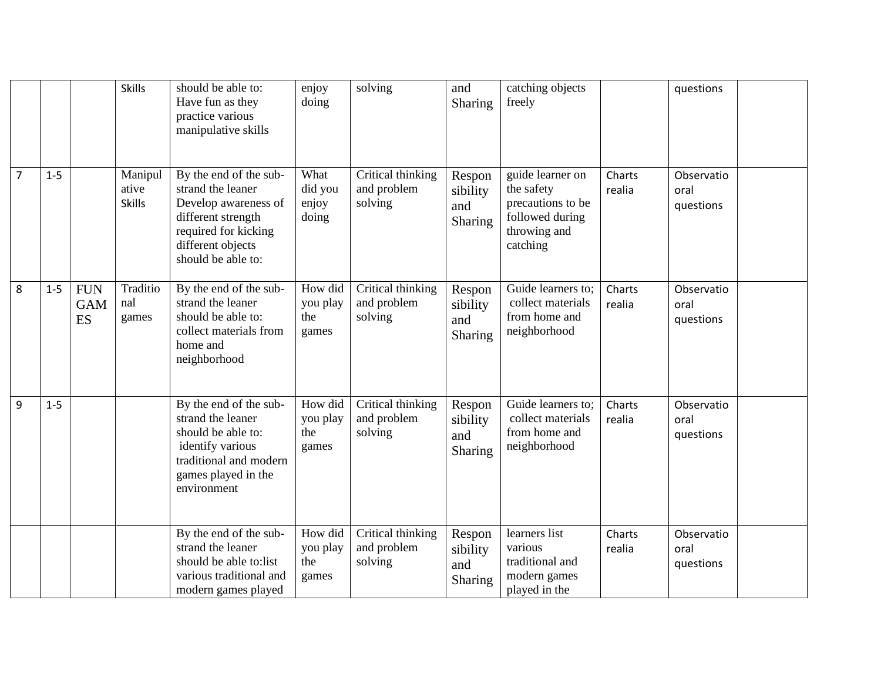| | | | Skills | should be able to: Have fun as they practice various manipulative skills | enjoy doing | solving | and Sharing | catching objects freely | | questions | |
|---|---|---|---|---|---|---|---|---|---|---|---|
| 7 | 1-5 | | Manipulative Skills | By the end of the sub-strand the leaner Develop awareness of different strength required for kicking different objects should be able to: | What did you enjoy doing | Critical thinking and problem solving | Responsibility and Sharing | guide learner on the safety precautions to be followed during throwing and catching | Charts realia | Observatio oral questions | |
| 8 | 1-5 | FUN GAMES | Traditional games | By the end of the sub-strand the leaner should be able to: collect materials from home and neighborhood | How did you play the games | Critical thinking and problem solving | Responsibility and Sharing | Guide learners to; collect materials from home and neighborhood | Charts realia | Observatio oral questions | |
| 9 | 1-5 | | | By the end of the sub-strand the leaner should be able to: identify various traditional and modern games played in the environment | How did you play the games | Critical thinking and problem solving | Responsibility and Sharing | Guide learners to; collect materials from home and neighborhood | Charts realia | Observatio oral questions | |
| | | | | By the end of the sub-strand the leaner should be able to:list various traditional and modern games played | How did you play the games | Critical thinking and problem solving | Responsibility and Sharing | learners list various traditional and modern games played in the | Charts realia | Observatio oral questions | |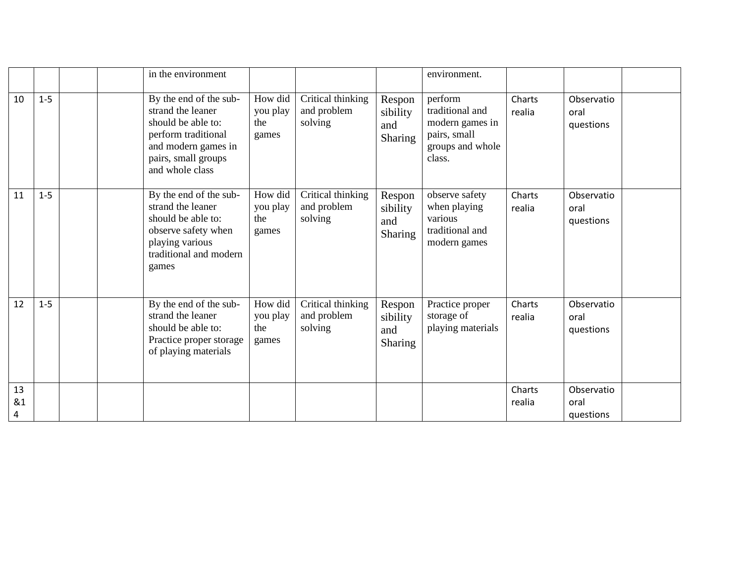| | | | | | | | | | | | |
|---|---|---|---|---|---|---|---|---|---|---|---|
| | | | | in the environment | | | | environment. | | | |
| 10 | 1-5 | | | By the end of the sub-strand the leaner should be able to: perform traditional and modern games in pairs, small groups and whole class | How did you play the games | Critical thinking and problem solving | Responsibility and Sharing | perform traditional and modern games in pairs, small groups and whole class. | Charts realia | Observatio oral questions | |
| 11 | 1-5 | | | By the end of the sub-strand the leaner should be able to: observe safety when playing various traditional and modern games | How did you play the games | Critical thinking and problem solving | Responsibility and Sharing | observe safety when playing various traditional and modern games | Charts realia | Observatio oral questions | |
| 12 | 1-5 | | | By the end of the sub-strand the leaner should be able to: Practice proper storage of playing materials | How did you play the games | Critical thinking and problem solving | Responsibility and Sharing | Practice proper storage of playing materials | Charts realia | Observatio oral questions | |
| 13 &14 | | | | | | | | | Charts realia | Observatio oral questions | |